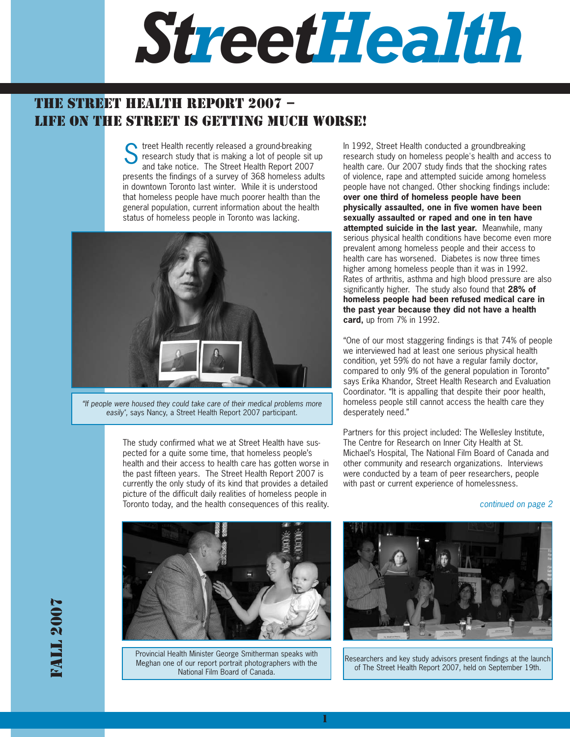# StreetHealth

## THE STREET HEALTH REPORT 2007 – LIFE ON THE STREET IS GETTING MUCH WORSE!

Street Health recently released a ground-breaking research study that is making a lot of people sit up and take notice. The Street Health Report 2007 presents the findings of a survey of 368 homeless adults in downtown Toronto last winter. While it is understood that homeless people have much poorer health than the general population, current information about the health status of homeless people in Toronto was lacking.

*"If people were housed they could take care of their medical problems more easily"*, says Nancy, a Street Health Report 2007 participant.

The study confirmed what we at Street Health have suspected for a quite some time, that homeless people's health and their access to health care has gotten worse in the past fifteen years. The Street Health Report 2007 is currently the only study of its kind that provides a detailed picture of the difficult daily realities of homeless people in Toronto today, and the health consequences of this reality.

In 1992, Street Health conducted a groundbreaking research study on homeless people's health and access to health care. Our 2007 study finds that the shocking rates of violence, rape and attempted suicide among homeless people have not changed. Other shocking findings include: **over one third of homeless people have been physically assaulted, one in five women have been sexually assaulted or raped and one in ten have attempted suicide in the last year.** Meanwhile, many serious physical health conditions have become even more prevalent among homeless people and their access to health care has worsened. Diabetes is now three times higher among homeless people than it was in 1992. Rates of arthritis, asthma and high blood pressure are also significantly higher. The study also found that **28% of homeless people had been refused medical care in the past year because they did not have a health card,** up from 7% in 1992.

"One of our most staggering findings is that 74% of people we interviewed had at least one serious physical health condition, yet 59% do not have a regular family doctor, compared to only 9% of the general population in Toronto" says Erika Khandor, Street Health Research and Evaluation Coordinator. "It is appalling that despite their poor health, homeless people still cannot access the health care they desperately need."

Partners for this project included: The Wellesley Institute, The Centre for Research on Inner City Health at St. Michael's Hospital, The National Film Board of Canada and other community and research organizations. Interviews were conducted by a team of peer researchers, people with past or current experience of homelessness.

*continued on page 2*

Provincial Health Minister George Smitherman speaks with Meghan one of our report portrait photographers with the National Film Board of Canada.

Researchers and key study advisors present findings at the launch of The Street Health Report 2007, held on September 19th.

FALL 2007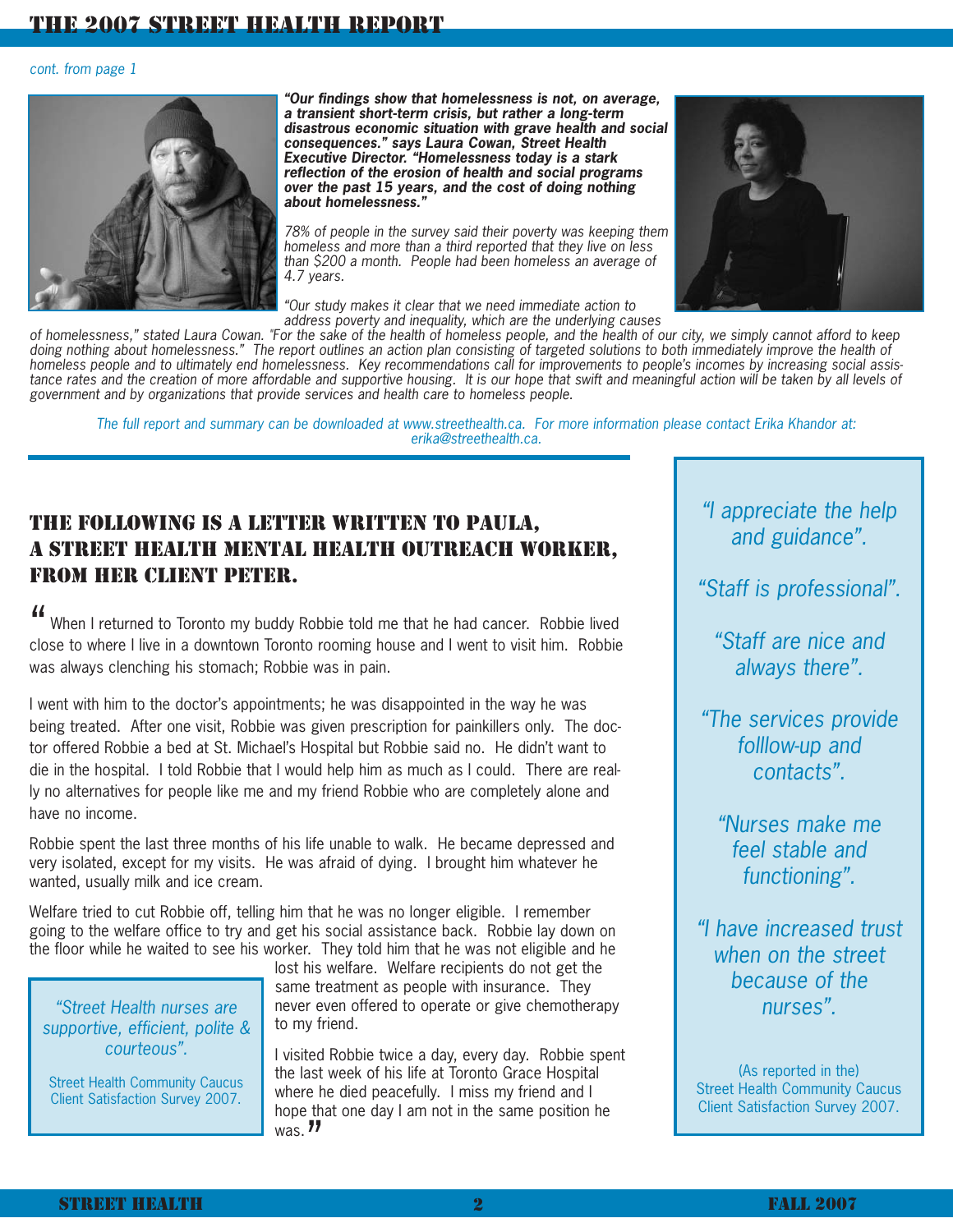*cont. from page 1*

***"Our findings show that homelessness is not, on average, a transient short-term crisis, but rather a long-term disastrous economic situation with grave health and social consequences." says Laura Cowan, Street Health Executive Director. "Homelessness today is a stark reflection of the erosion of health and social programs over the past 15 years, and the cost of doing nothing about homelessness."***

*78% of people in the survey said their poverty was keeping them homeless and more than a third reported that they live on less than $200 a month. People had been homeless an average of 4.7 years.*

*"Our study makes it clear that we need immediate action to address poverty and inequality, which are the underlying causes of homelessness," stated Laura Cowan. "For the sake of the health of homeless people, and the health of our city, we simply cannot afford to keep doing nothing about homelessness." The report outlines an action plan consisting of targeted solutions to both immediately improve the health of homeless people and to ultimately end homelessness. Key recommendations call for improvements to people's incomes by increasing social assistance rates and the creation of more affordable and supportive housing. It is our hope that swift and meaningful action will be taken by all levels of government and by organizations that provide services and health care to homeless people.*

*The full report and summary can be downloaded at www.streethealth.ca. For more information please contact Erika Khandor at: erika@streethealth.ca.*

## THE FOLLOWING IS A LETTER WRITTEN TO PAULA, A STREET HEALTH MENTAL HEALTH OUTREACH WORKER, FROM HER CLIENT PETER.

"When I returned to Toronto my buddy Robbie told me that he had cancer. Robbie lived close to where I live in a downtown Toronto rooming house and I went to visit him. Robbie was always clenching his stomach; Robbie was in pain.

I went with him to the doctor's appointments; he was disappointed in the way he was being treated. After one visit, Robbie was given prescription for painkillers only. The doctor offered Robbie a bed at St. Michael's Hospital but Robbie said no. He didn't want to die in the hospital. I told Robbie that I would help him as much as I could. There are really no alternatives for people like me and my friend Robbie who are completely alone and have no income.

Robbie spent the last three months of his life unable to walk. He became depressed and very isolated, except for my visits. He was afraid of dying. I brought him whatever he wanted, usually milk and ice cream.

Welfare tried to cut Robbie off, telling him that he was no longer eligible. I remember going to the welfare office to try and get his social assistance back. Robbie lay down on the floor while he waited to see his worker. They told him that he was not eligible and he lost his welfare. Welfare recipients do not get the same treatment as people with insurance. They never even offered to operate or give chemotherapy to my friend.

I visited Robbie twice a day, every day. Robbie spent the last week of his life at Toronto Grace Hospital where he died peacefully. I miss my friend and I hope that one day I am not in the same position he was."

> *"Street Health nurses are supportive, efficient, polite & courteous".*
>
> Street Health Community Caucus Client Satisfaction Survey 2007.

> *"I appreciate the help and guidance".*
>
> *"Staff is professional".*
>
> *"Staff are nice and always there".*
>
> *"The services provide folllow-up and contacts".*
>
> *"Nurses make me feel stable and functioning".*
>
> *"I have increased trust when on the street because of the nurses".*
>
> (As reported in the) Street Health Community Caucus Client Satisfaction Survey 2007.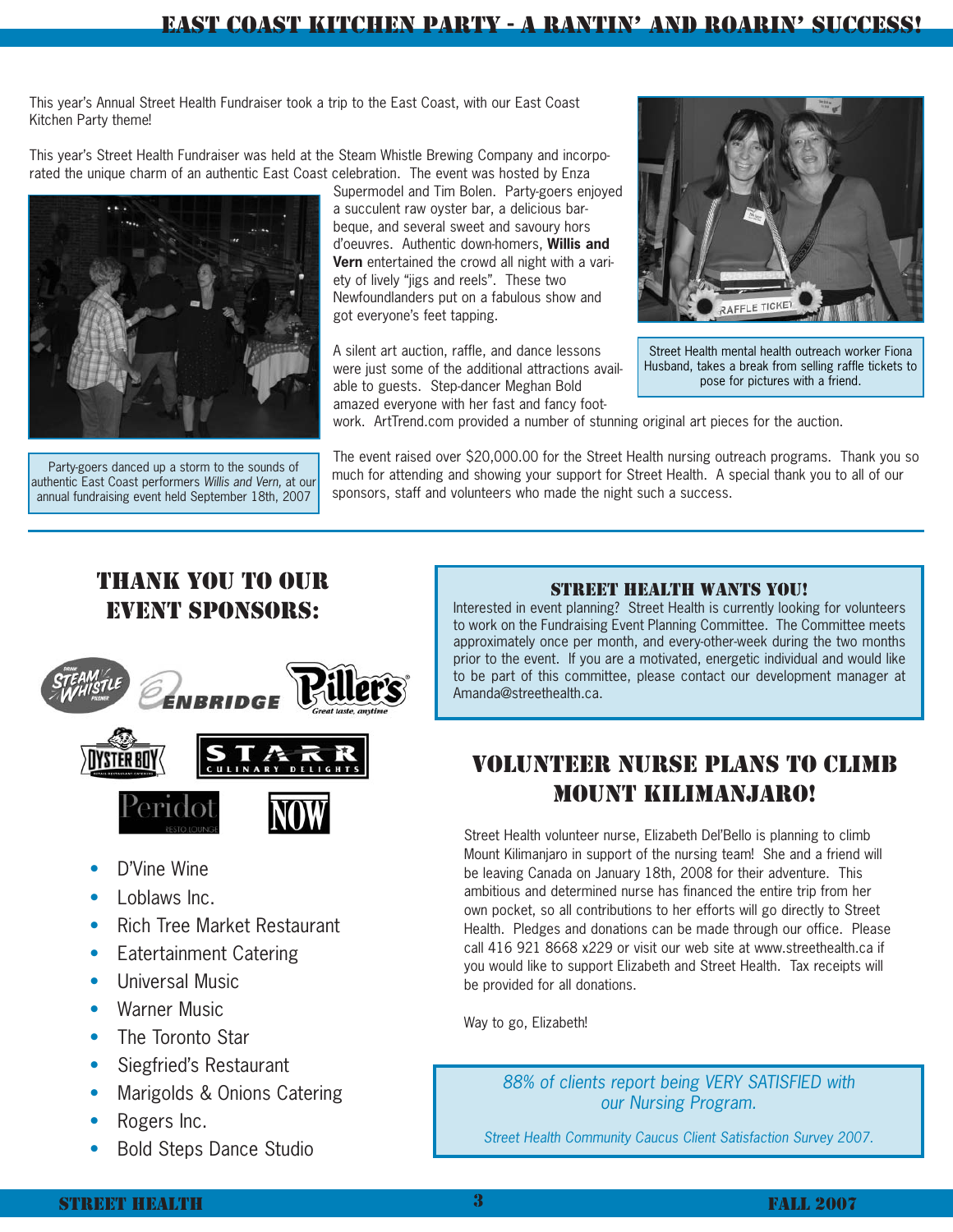# EAST COAST KITCHEN PARTY - A RANTIN' AND ROARIN' SUCCESS!

This year's Annual Street Health Fundraiser took a trip to the East Coast, with our East Coast Kitchen Party theme!

This year's Street Health Fundraiser was held at the Steam Whistle Brewing Company and incorporated the unique charm of an authentic East Coast celebration. The event was hosted by Enza Supermodel and Tim Bolen. Party-goers enjoyed a succulent raw oyster bar, a delicious barbeque, and several sweet and savoury hors d'oeuvres. Authentic down-homers, **Willis and Vern** entertained the crowd all night with a variety of lively "jigs and reels". These two Newfoundlanders put on a fabulous show and got everyone's feet tapping.

A silent art auction, raffle, and dance lessons were just some of the additional attractions available to guests. Step-dancer Meghan Bold amazed everyone with her fast and fancy footwork. ArtTrend.com provided a number of stunning original art pieces for the auction.

Party-goers danced up a storm to the sounds of authentic East Coast performers *Willis and Vern*, at our annual fundraising event held September 18th, 2007

Street Health mental health outreach worker Fiona Husband, takes a break from selling raffle tickets to pose for pictures with a friend.

The event raised over $20,000.00 for the Street Health nursing outreach programs. Thank you so much for attending and showing your support for Street Health. A special thank you to all of our sponsors, staff and volunteers who made the night such a success.

## THANK YOU TO OUR EVENT SPONSORS:

Steam Whistle, Enbridge, Piller's, Oyster Boy, Starr Culinary Delights, Peridot, NOW

- D'Vine Wine
- Loblaws Inc.
- Rich Tree Market Restaurant
- Eatertainment Catering
- Universal Music
- Warner Music
- The Toronto Star
- Siegfried's Restaurant
- Marigolds & Onions Catering
- Rogers Inc.
- Bold Steps Dance Studio

## STREET HEALTH WANTS YOU!

Interested in event planning? Street Health is currently looking for volunteers to work on the Fundraising Event Planning Committee. The Committee meets approximately once per month, and every-other-week during the two months prior to the event. If you are a motivated, energetic individual and would like to be part of this committee, please contact our development manager at Amanda@streethealth.ca.

## VOLUNTEER NURSE PLANS TO CLIMB MOUNT KILIMANJARO!

Street Health volunteer nurse, Elizabeth Del'Bello is planning to climb Mount Kilimanjaro in support of the nursing team! She and a friend will be leaving Canada on January 18th, 2008 for their adventure. This ambitious and determined nurse has financed the entire trip from her own pocket, so all contributions to her efforts will go directly to Street Health. Pledges and donations can be made through our office. Please call 416 921 8668 x229 or visit our web site at www.streethealth.ca if you would like to support Elizabeth and Street Health. Tax receipts will be provided for all donations.

Way to go, Elizabeth!

*88% of clients report being VERY SATISFIED with our Nursing Program.*

*Street Health Community Caucus Client Satisfaction Survey 2007.*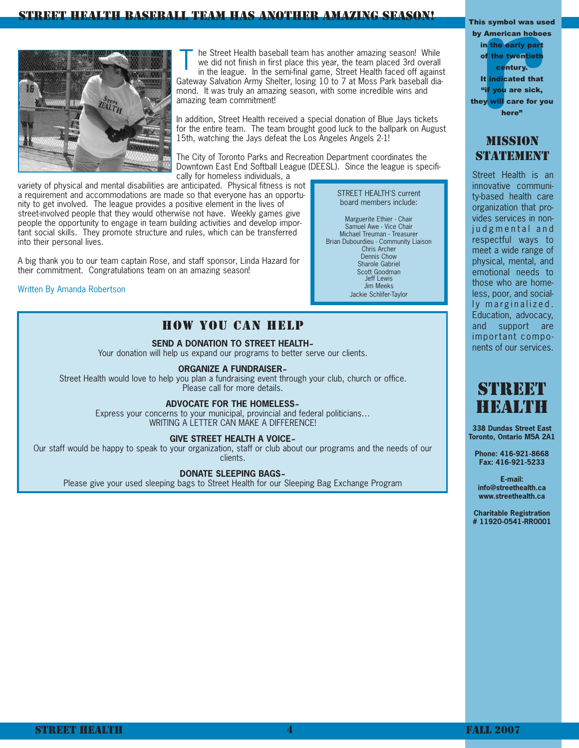## STREET HEALTH BASEBALL TEAM HAS ANOTHER AMAZING SEASON!

The Street Health baseball team has another amazing season! While we did not finish in first place this year, the team placed 3rd overall in the league. In the semi-final game, Street Health faced off against Gateway Salvation Army Shelter, losing 10 to 7 at Moss Park baseball diamond. It was truly an amazing season, with some incredible wins and amazing team commitment!

In addition, Street Health received a special donation of Blue Jays tickets for the entire team. The team brought good luck to the ballpark on August 15th, watching the Jays defeat the Los Angeles Angels 2-1!

The City of Toronto Parks and Recreation Department coordinates the Downtown East End Softball League (DEESL). Since the league is specifically for homeless individuals, a variety of physical and mental disabilities are anticipated. Physical fitness is not a requirement and accommodations are made so that everyone has an opportunity to get involved. The league provides a positive element in the lives of street-involved people that they would otherwise not have. Weekly games give people the opportunity to engage in team building activities and develop important social skills. They promote structure and rules, which can be transferred into their personal lives.

A big thank you to our team captain Rose, and staff sponsor, Linda Hazard for their commitment. Congratulations team on an amazing season!

Written By Amanda Robertson

STREET HEALTH'S current board members include:

Marguerite Ethier - Chair
Samuel Awe - Vice Chair
Michael Treuman - Treasurer
Brian Dubourdieu - Community Liaison
Chris Archer
Dennis Chow
Sharole Gabriel
Scott Goodman
Jeff Lewis
Jim Meeks
Jackie Schlifer-Taylor

## HOW YOU CAN HELP

**SEND A DONATION TO STREET HEALTH~**
Your donation will help us expand our programs to better serve our clients.

**ORGANIZE A FUNDRAISER~**
Street Health would love to help you plan a fundraising event through your club, church or office. Please call for more details.

**ADVOCATE FOR THE HOMELESS~**
Express your concerns to your municipal, provincial and federal politicians…
WRITING A LETTER CAN MAKE A DIFFERENCE!

**GIVE STREET HEALTH A VOICE~**
Our staff would be happy to speak to your organization, staff or club about our programs and the needs of our clients.

**DONATE SLEEPING BAGS~**
Please give your used sleeping bags to Street Health for our Sleeping Bag Exchange Program

**This symbol was used by American hoboes in the early part of the twentieth century. It indicated that "if you are sick, they will care for you here"**

## MISSION STATEMENT

Street Health is an innovative community-based health care organization that provides services in non-judgmental and respectful ways to meet a wide range of physical, mental, and emotional needs to those who are homeless, poor, and socially marginalized. Education, advocacy, and support are important components of our services.

## STREET HEALTH

**338 Dundas Street East**
**Toronto, Ontario M5A 2A1**

**Phone: 416-921-8668**
**Fax: 416-921-5233**

**E-mail:**
**info@streethealth.ca**
**www.streethealth.ca**

**Charitable Registration**
**# 11920-0541-RR0001**